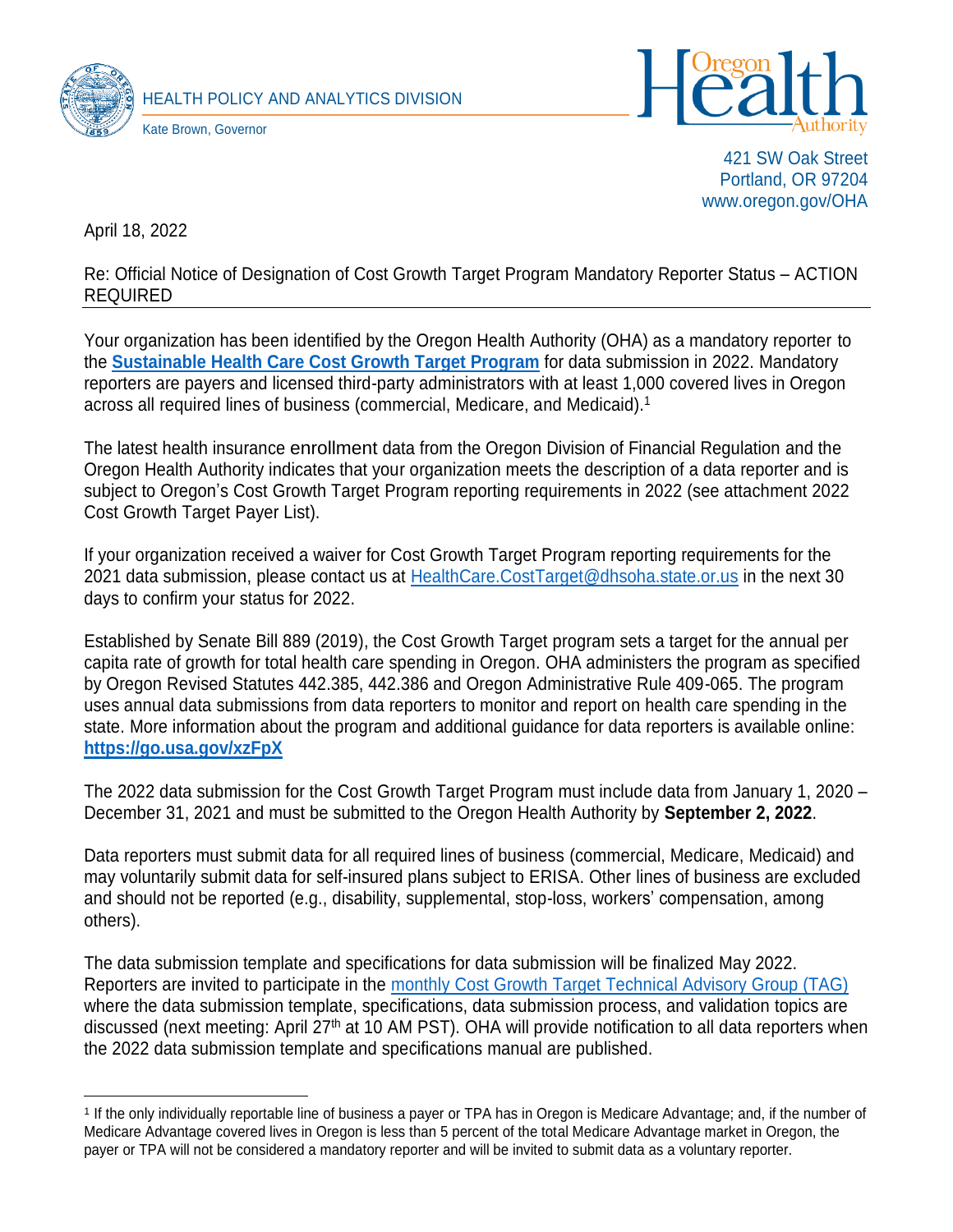HEALTH POLICY AND ANALYTICS DIVISION

Kate Brown, Governor

421 SW Oak Street
Portland, OR 97204
www.oregon.gov/OHA

April 18, 2022

Re: Official Notice of Designation of Cost Growth Target Program Mandatory Reporter Status – ACTION REQUIRED

Your organization has been identified by the Oregon Health Authority (OHA) as a mandatory reporter to the **Sustainable Health Care Cost Growth Target Program** for data submission in 2022. Mandatory reporters are payers and licensed third-party administrators with at least 1,000 covered lives in Oregon across all required lines of business (commercial, Medicare, and Medicaid).[1]

The latest health insurance enrollment data from the Oregon Division of Financial Regulation and the Oregon Health Authority indicates that your organization meets the description of a data reporter and is subject to Oregon's Cost Growth Target Program reporting requirements in 2022 (see attachment 2022 Cost Growth Target Payer List).

If your organization received a waiver for Cost Growth Target Program reporting requirements for the 2021 data submission, please contact us at HealthCare.CostTarget@dhsoha.state.or.us in the next 30 days to confirm your status for 2022.

Established by Senate Bill 889 (2019), the Cost Growth Target program sets a target for the annual per capita rate of growth for total health care spending in Oregon. OHA administers the program as specified by Oregon Revised Statutes 442.385, 442.386 and Oregon Administrative Rule 409-065. The program uses annual data submissions from data reporters to monitor and report on health care spending in the state. More information about the program and additional guidance for data reporters is available online: **https://go.usa.gov/xzFpX**

The 2022 data submission for the Cost Growth Target Program must include data from January 1, 2020 – December 31, 2021 and must be submitted to the Oregon Health Authority by **September 2, 2022**.

Data reporters must submit data for all required lines of business (commercial, Medicare, Medicaid) and may voluntarily submit data for self-insured plans subject to ERISA. Other lines of business are excluded and should not be reported (e.g., disability, supplemental, stop-loss, workers' compensation, among others).

The data submission template and specifications for data submission will be finalized May 2022. Reporters are invited to participate in the monthly Cost Growth Target Technical Advisory Group (TAG) where the data submission template, specifications, data submission process, and validation topics are discussed (next meeting: April 27th at 10 AM PST). OHA will provide notification to all data reporters when the 2022 data submission template and specifications manual are published.

[1] If the only individually reportable line of business a payer or TPA has in Oregon is Medicare Advantage; and, if the number of Medicare Advantage covered lives in Oregon is less than 5 percent of the total Medicare Advantage market in Oregon, the payer or TPA will not be considered a mandatory reporter and will be invited to submit data as a voluntary reporter.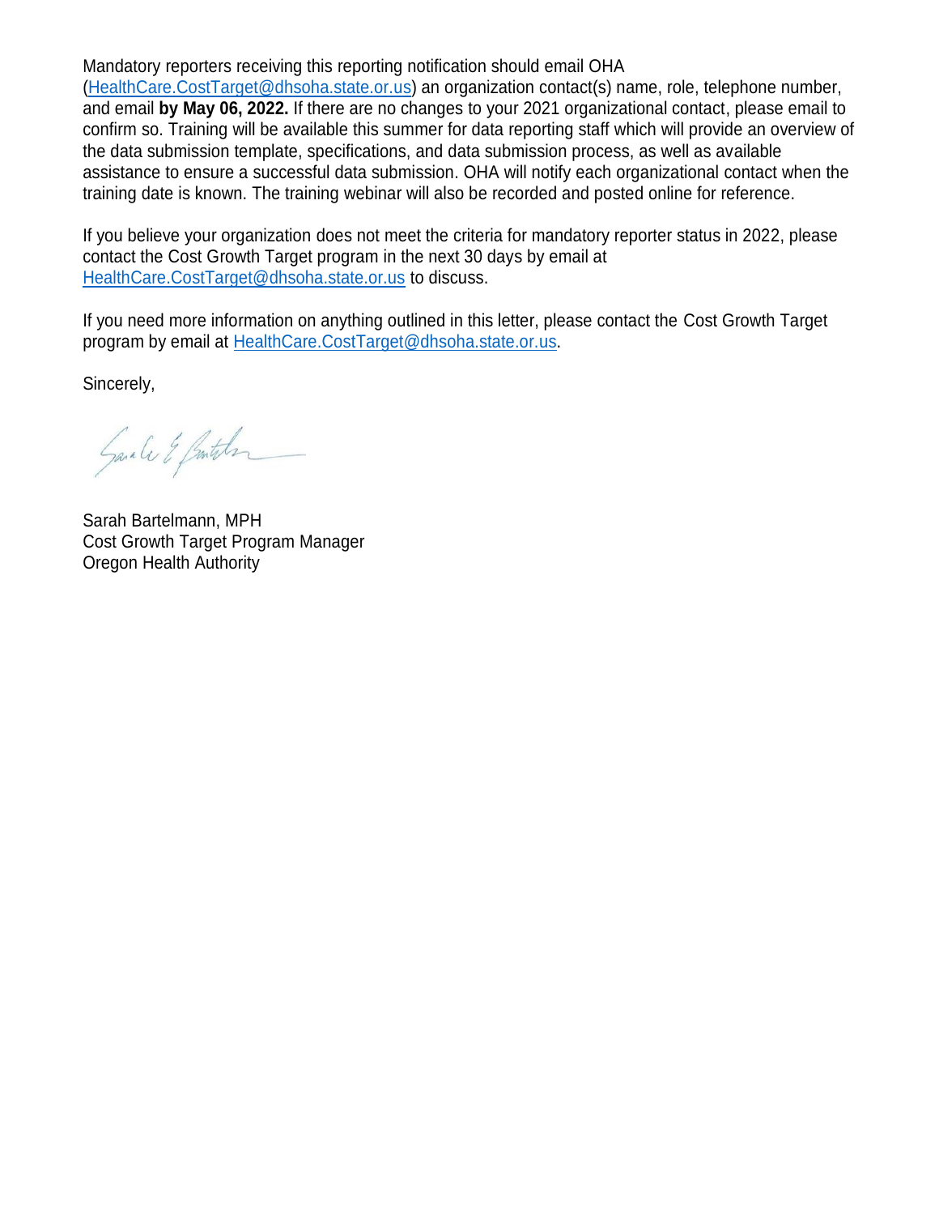Mandatory reporters receiving this reporting notification should email OHA (HealthCare.CostTarget@dhsoha.state.or.us) an organization contact(s) name, role, telephone number, and email **by May 06, 2022.** If there are no changes to your 2021 organizational contact, please email to confirm so. Training will be available this summer for data reporting staff which will provide an overview of the data submission template, specifications, and data submission process, as well as available assistance to ensure a successful data submission. OHA will notify each organizational contact when the training date is known. The training webinar will also be recorded and posted online for reference.

If you believe your organization does not meet the criteria for mandatory reporter status in 2022, please contact the Cost Growth Target program in the next 30 days by email at HealthCare.CostTarget@dhsoha.state.or.us to discuss.

If you need more information on anything outlined in this letter, please contact the Cost Growth Target program by email at HealthCare.CostTarget@dhsoha.state.or.us.

Sincerely,

Sarah Bartelmann, MPH
Cost Growth Target Program Manager
Oregon Health Authority